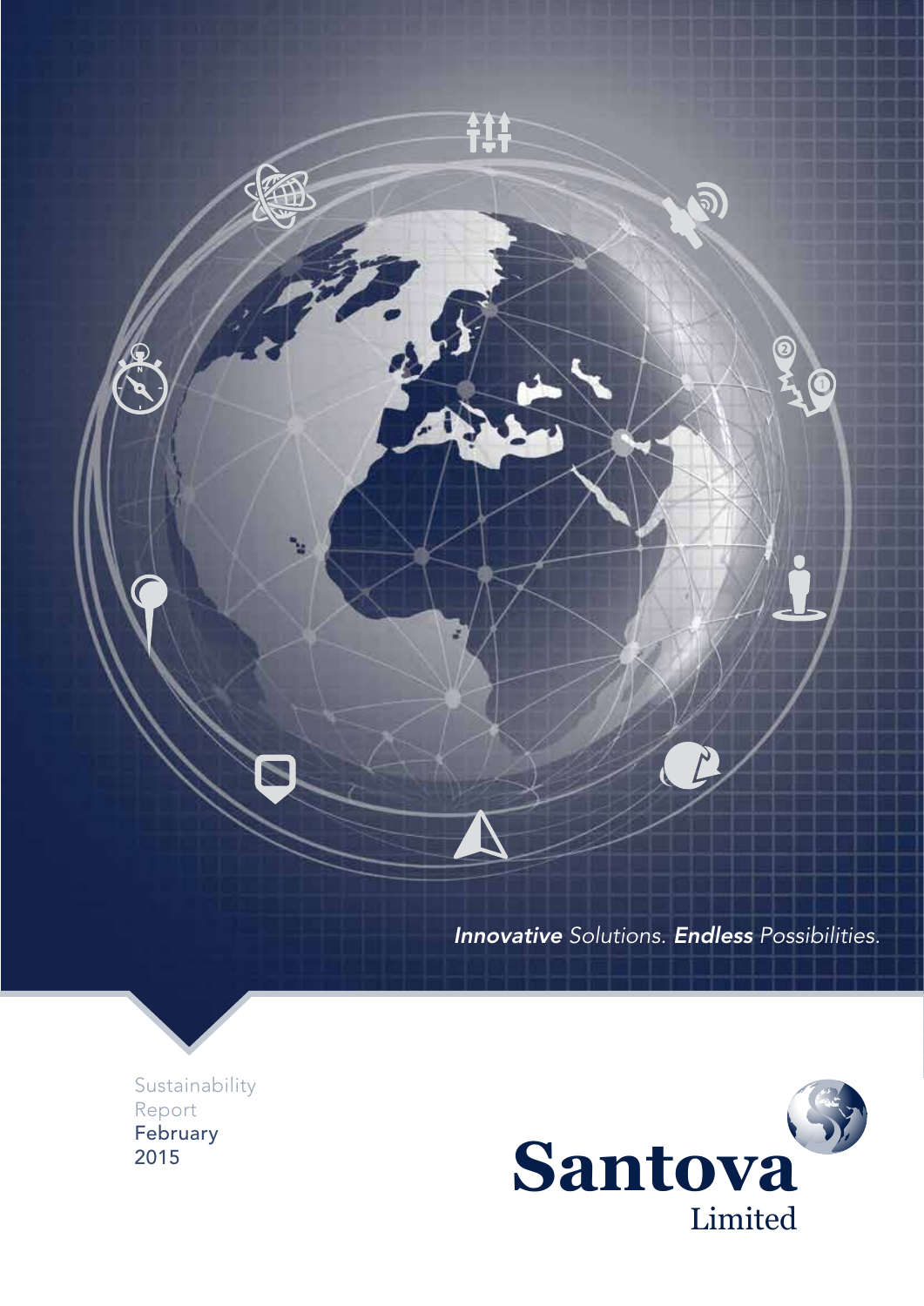***Innovative*** *Solutions.* ***Endless*** *Possibilities.*

Sustainability Report February 2015

**Santova** Limited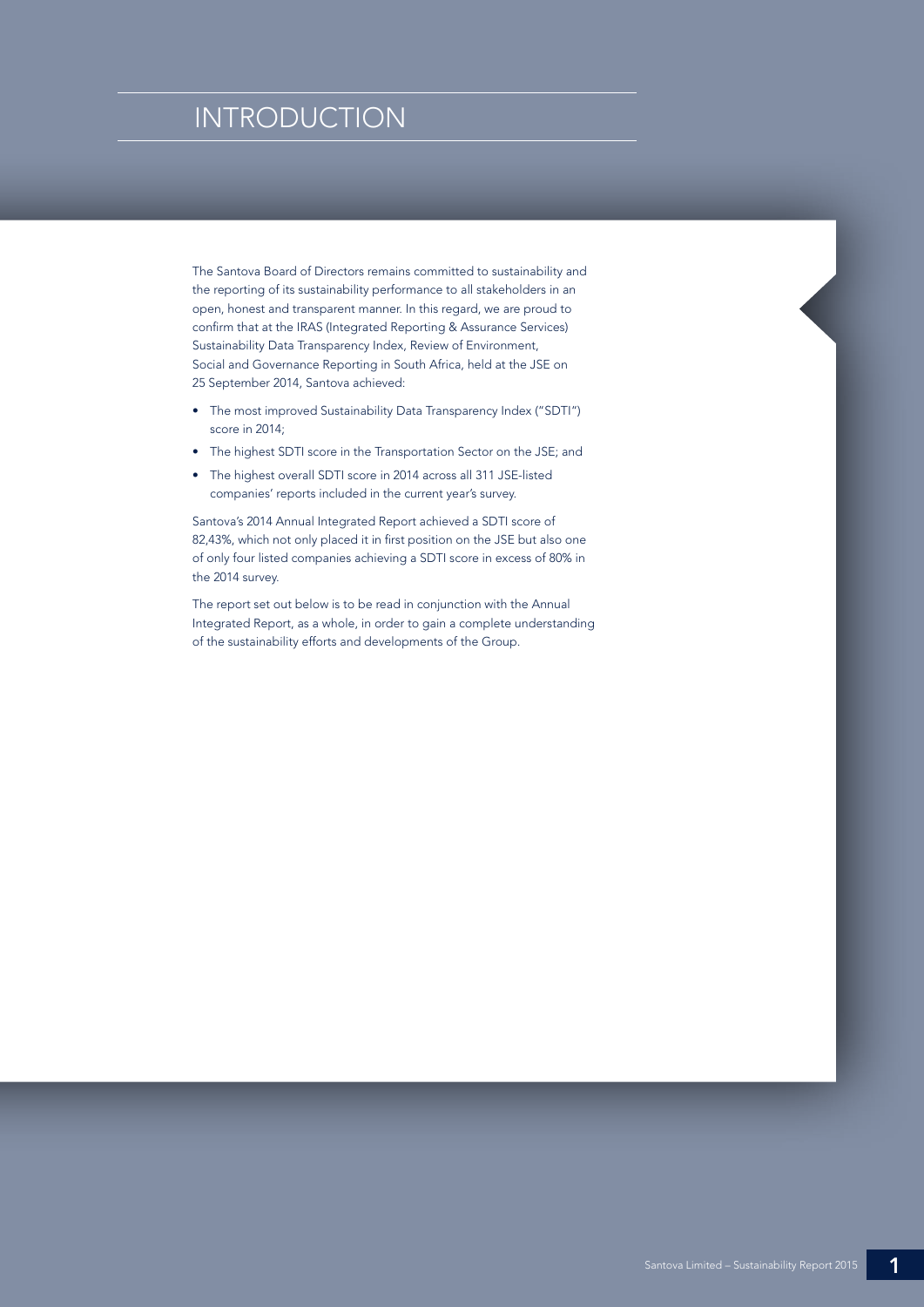# INTRODUCTION

The Santova Board of Directors remains committed to sustainability and the reporting of its sustainability performance to all stakeholders in an open, honest and transparent manner. In this regard, we are proud to confirm that at the IRAS (Integrated Reporting & Assurance Services) Sustainability Data Transparency Index, Review of Environment, Social and Governance Reporting in South Africa, held at the JSE on 25 September 2014, Santova achieved:

- The most improved Sustainability Data Transparency Index ("SDTI") score in 2014;
- The highest SDTI score in the Transportation Sector on the JSE; and
- The highest overall SDTI score in 2014 across all 311 JSE-listed companies' reports included in the current year's survey.

Santova's 2014 Annual Integrated Report achieved a SDTI score of 82,43%, which not only placed it in first position on the JSE but also one of only four listed companies achieving a SDTI score in excess of 80% in the 2014 survey.

The report set out below is to be read in conjunction with the Annual Integrated Report, as a whole, in order to gain a complete understanding of the sustainability efforts and developments of the Group.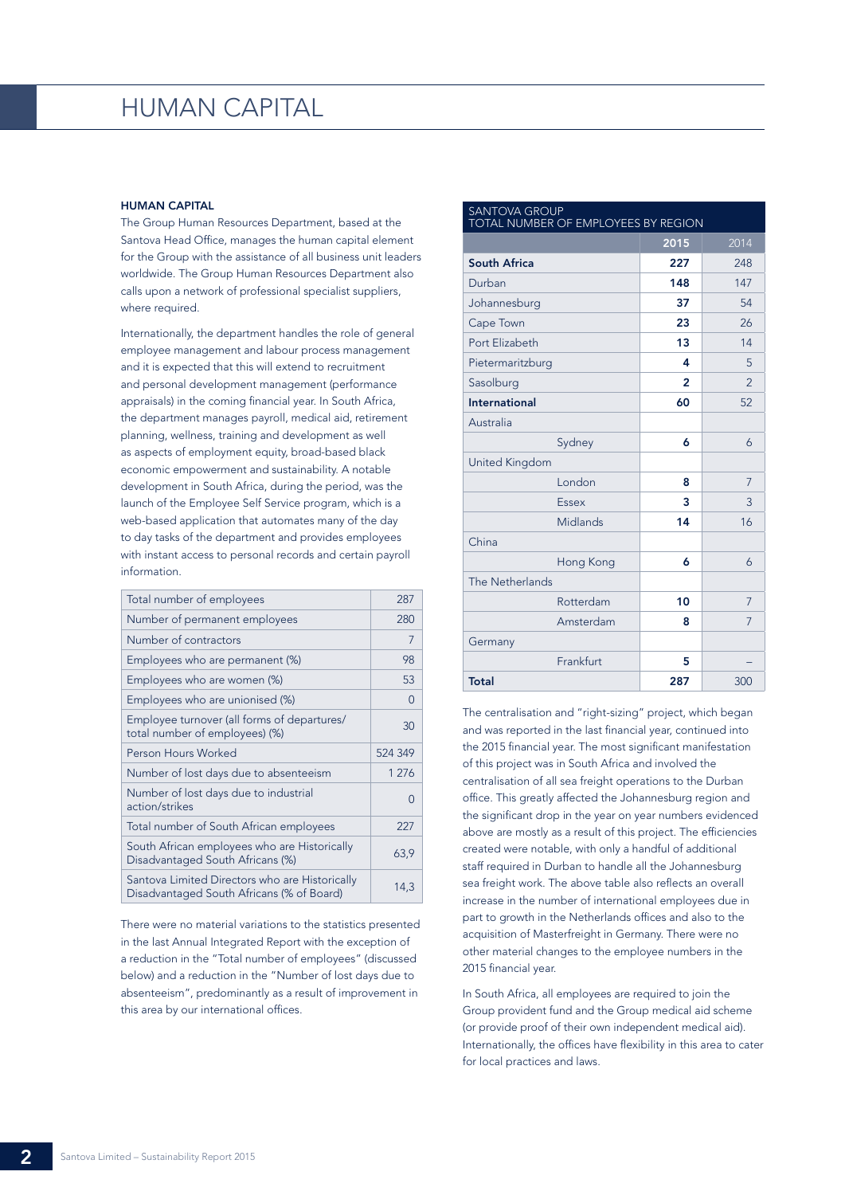# HUMAN CAPITAL

### HUMAN CAPITAL

The Group Human Resources Department, based at the Santova Head Office, manages the human capital element for the Group with the assistance of all business unit leaders worldwide. The Group Human Resources Department also calls upon a network of professional specialist suppliers, where required.

Internationally, the department handles the role of general employee management and labour process management and it is expected that this will extend to recruitment and personal development management (performance appraisals) in the coming financial year. In South Africa, the department manages payroll, medical aid, retirement planning, wellness, training and development as well as aspects of employment equity, broad-based black economic empowerment and sustainability. A notable development in South Africa, during the period, was the launch of the Employee Self Service program, which is a web-based application that automates many of the day to day tasks of the department and provides employees with instant access to personal records and certain payroll information.

| | |
|---|---|
| Total number of employees | 287 |
| Number of permanent employees | 280 |
| Number of contractors | 7 |
| Employees who are permanent (%) | 98 |
| Employees who are women (%) | 53 |
| Employees who are unionised (%) | 0 |
| Employee turnover (all forms of departures/ total number of employees) (%) | 30 |
| Person Hours Worked | 524 349 |
| Number of lost days due to absenteeism | 1 276 |
| Number of lost days due to industrial action/strikes | 0 |
| Total number of South African employees | 227 |
| South African employees who are Historically Disadvantaged South Africans (%) | 63,9 |
| Santova Limited Directors who are Historically Disadvantaged South Africans (% of Board) | 14,3 |

There were no material variations to the statistics presented in the last Annual Integrated Report with the exception of a reduction in the "Total number of employees" (discussed below) and a reduction in the "Number of lost days due to absenteeism", predominantly as a result of improvement in this area by our international offices.

**SANTOVA GROUP**
**TOTAL NUMBER OF EMPLOYEES BY REGION**

| | | 2015 | 2014 |
|---|---|---|---|
| **South Africa** | | **227** | 248 |
| Durban | | **148** | 147 |
| Johannesburg | | **37** | 54 |
| Cape Town | | **23** | 26 |
| Port Elizabeth | | **13** | 14 |
| Pietermaritzburg | | **4** | 5 |
| Sasolburg | | **2** | 2 |
| **International** | | **60** | 52 |
| Australia | | | |
| | Sydney | **6** | 6 |
| United Kingdom | | | |
| | London | **8** | 7 |
| | Essex | **3** | 3 |
| | Midlands | **14** | 16 |
| China | | | |
| | Hong Kong | **6** | 6 |
| The Netherlands | | | |
| | Rotterdam | **10** | 7 |
| | Amsterdam | **8** | 7 |
| Germany | | | |
| | Frankfurt | **5** | – |
| **Total** | | **287** | 300 |

The centralisation and "right-sizing" project, which began and was reported in the last financial year, continued into the 2015 financial year. The most significant manifestation of this project was in South Africa and involved the centralisation of all sea freight operations to the Durban office. This greatly affected the Johannesburg region and the significant drop in the year on year numbers evidenced above are mostly as a result of this project. The efficiencies created were notable, with only a handful of additional staff required in Durban to handle all the Johannesburg sea freight work. The above table also reflects an overall increase in the number of international employees due in part to growth in the Netherlands offices and also to the acquisition of Masterfreight in Germany. There were no other material changes to the employee numbers in the 2015 financial year.

In South Africa, all employees are required to join the Group provident fund and the Group medical aid scheme (or provide proof of their own independent medical aid). Internationally, the offices have flexibility in this area to cater for local practices and laws.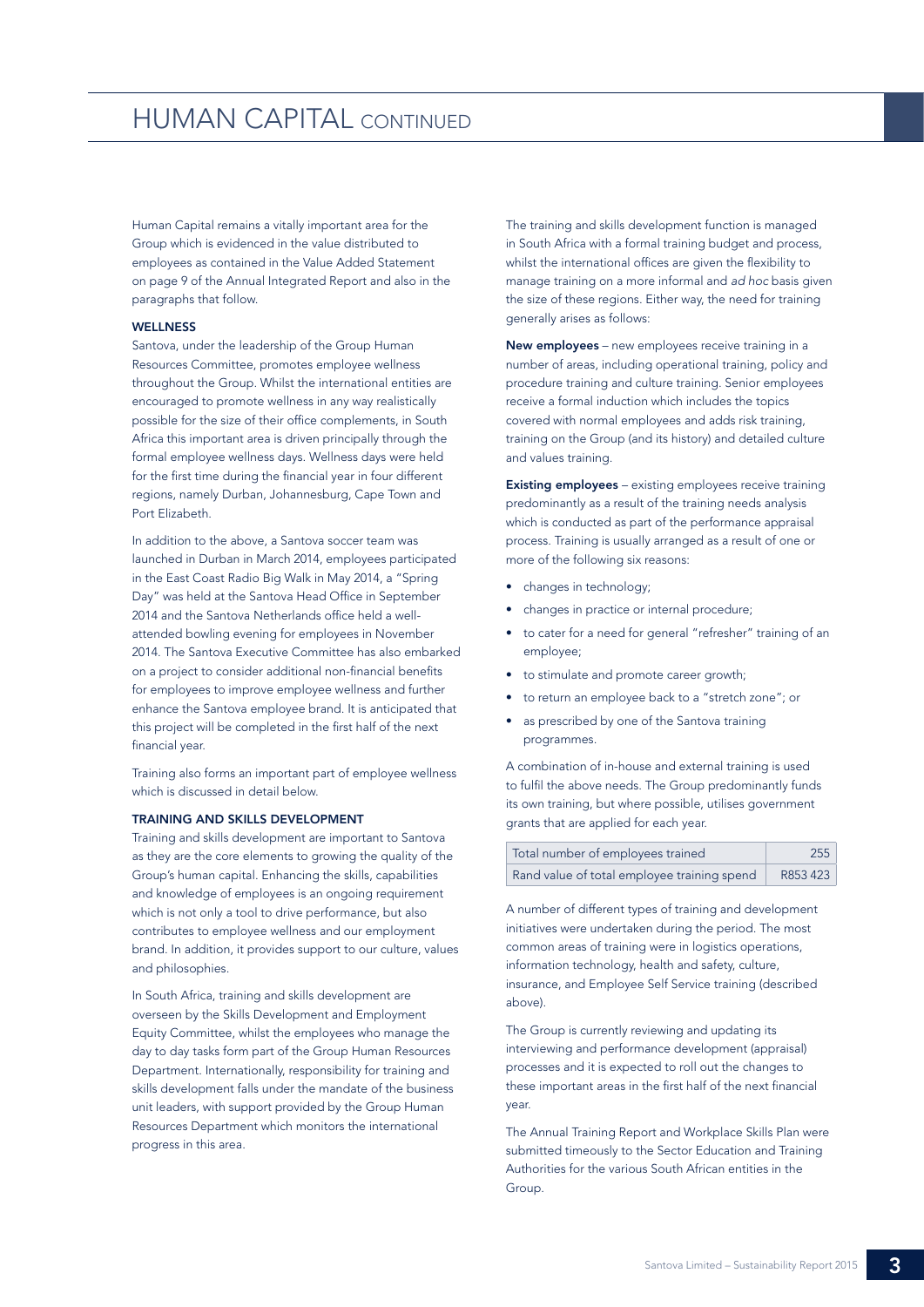# HUMAN CAPITAL CONTINUED

Human Capital remains a vitally important area for the Group which is evidenced in the value distributed to employees as contained in the Value Added Statement on page 9 of the Annual Integrated Report and also in the paragraphs that follow.

### WELLNESS

Santova, under the leadership of the Group Human Resources Committee, promotes employee wellness throughout the Group. Whilst the international entities are encouraged to promote wellness in any way realistically possible for the size of their office complements, in South Africa this important area is driven principally through the formal employee wellness days. Wellness days were held for the first time during the financial year in four different regions, namely Durban, Johannesburg, Cape Town and Port Elizabeth.

In addition to the above, a Santova soccer team was launched in Durban in March 2014, employees participated in the East Coast Radio Big Walk in May 2014, a "Spring Day" was held at the Santova Head Office in September 2014 and the Santova Netherlands office held a well-attended bowling evening for employees in November 2014. The Santova Executive Committee has also embarked on a project to consider additional non-financial benefits for employees to improve employee wellness and further enhance the Santova employee brand. It is anticipated that this project will be completed in the first half of the next financial year.

Training also forms an important part of employee wellness which is discussed in detail below.

### TRAINING AND SKILLS DEVELOPMENT

Training and skills development are important to Santova as they are the core elements to growing the quality of the Group's human capital. Enhancing the skills, capabilities and knowledge of employees is an ongoing requirement which is not only a tool to drive performance, but also contributes to employee wellness and our employment brand. In addition, it provides support to our culture, values and philosophies.

In South Africa, training and skills development are overseen by the Skills Development and Employment Equity Committee, whilst the employees who manage the day to day tasks form part of the Group Human Resources Department. Internationally, responsibility for training and skills development falls under the mandate of the business unit leaders, with support provided by the Group Human Resources Department which monitors the international progress in this area.

The training and skills development function is managed in South Africa with a formal training budget and process, whilst the international offices are given the flexibility to manage training on a more informal and *ad hoc* basis given the size of these regions. Either way, the need for training generally arises as follows:

**New employees** – new employees receive training in a number of areas, including operational training, policy and procedure training and culture training. Senior employees receive a formal induction which includes the topics covered with normal employees and adds risk training, training on the Group (and its history) and detailed culture and values training.

**Existing employees** – existing employees receive training predominantly as a result of the training needs analysis which is conducted as part of the performance appraisal process. Training is usually arranged as a result of one or more of the following six reasons:

- changes in technology;
- changes in practice or internal procedure;
- to cater for a need for general "refresher" training of an employee;
- to stimulate and promote career growth;
- to return an employee back to a "stretch zone"; or
- as prescribed by one of the Santova training programmes.

A combination of in-house and external training is used to fulfil the above needs. The Group predominantly funds its own training, but where possible, utilises government grants that are applied for each year.

| | |
|---|---|
| Total number of employees trained | 255 |
| Rand value of total employee training spend | R853 423 |

A number of different types of training and development initiatives were undertaken during the period. The most common areas of training were in logistics operations, information technology, health and safety, culture, insurance, and Employee Self Service training (described above).

The Group is currently reviewing and updating its interviewing and performance development (appraisal) processes and it is expected to roll out the changes to these important areas in the first half of the next financial year.

The Annual Training Report and Workplace Skills Plan were submitted timeously to the Sector Education and Training Authorities for the various South African entities in the Group.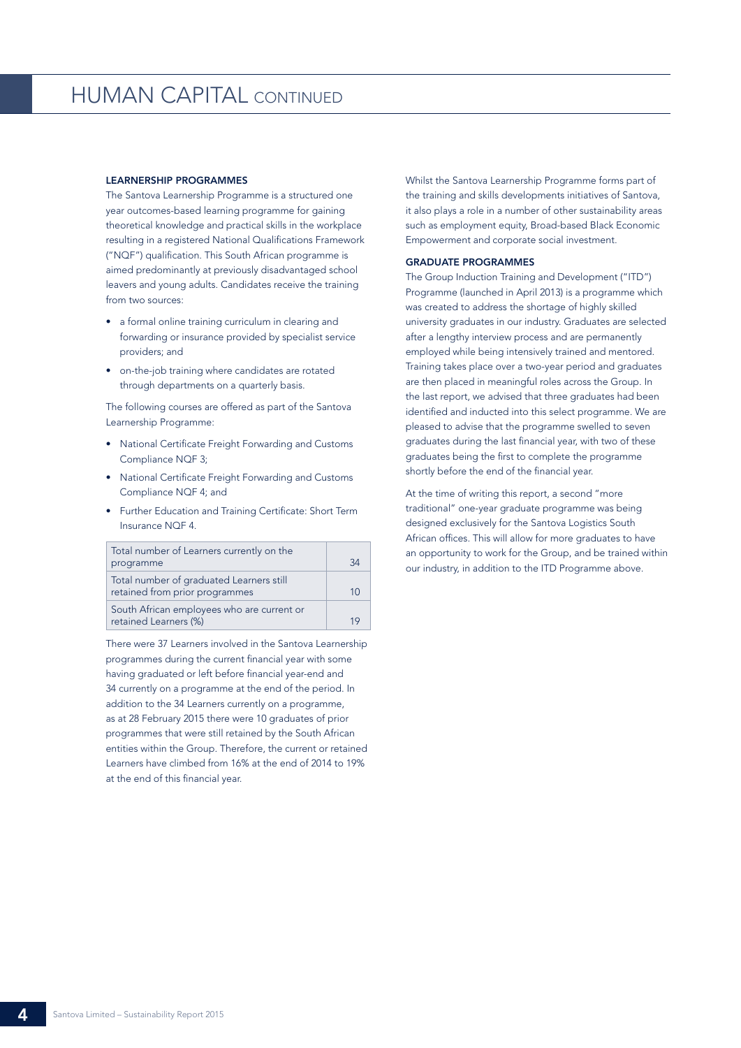# HUMAN CAPITAL CONTINUED

### LEARNERSHIP PROGRAMMES

The Santova Learnership Programme is a structured one year outcomes-based learning programme for gaining theoretical knowledge and practical skills in the workplace resulting in a registered National Qualifications Framework ("NQF") qualification. This South African programme is aimed predominantly at previously disadvantaged school leavers and young adults. Candidates receive the training from two sources:

- a formal online training curriculum in clearing and forwarding or insurance provided by specialist service providers; and
- on-the-job training where candidates are rotated through departments on a quarterly basis.

The following courses are offered as part of the Santova Learnership Programme:

- National Certificate Freight Forwarding and Customs Compliance NQF 3;
- National Certificate Freight Forwarding and Customs Compliance NQF 4; and
- Further Education and Training Certificate: Short Term Insurance NQF 4.

| | |
|---|---|
| Total number of Learners currently on the programme | 34 |
| Total number of graduated Learners still retained from prior programmes | 10 |
| South African employees who are current or retained Learners (%) | 19 |

There were 37 Learners involved in the Santova Learnership programmes during the current financial year with some having graduated or left before financial year-end and 34 currently on a programme at the end of the period. In addition to the 34 Learners currently on a programme, as at 28 February 2015 there were 10 graduates of prior programmes that were still retained by the South African entities within the Group. Therefore, the current or retained Learners have climbed from 16% at the end of 2014 to 19% at the end of this financial year.

Whilst the Santova Learnership Programme forms part of the training and skills developments initiatives of Santova, it also plays a role in a number of other sustainability areas such as employment equity, Broad-based Black Economic Empowerment and corporate social investment.

### GRADUATE PROGRAMMES

The Group Induction Training and Development ("ITD") Programme (launched in April 2013) is a programme which was created to address the shortage of highly skilled university graduates in our industry. Graduates are selected after a lengthy interview process and are permanently employed while being intensively trained and mentored. Training takes place over a two-year period and graduates are then placed in meaningful roles across the Group. In the last report, we advised that three graduates had been identified and inducted into this select programme. We are pleased to advise that the programme swelled to seven graduates during the last financial year, with two of these graduates being the first to complete the programme shortly before the end of the financial year.

At the time of writing this report, a second "more traditional" one-year graduate programme was being designed exclusively for the Santova Logistics South African offices. This will allow for more graduates to have an opportunity to work for the Group, and be trained within our industry, in addition to the ITD Programme above.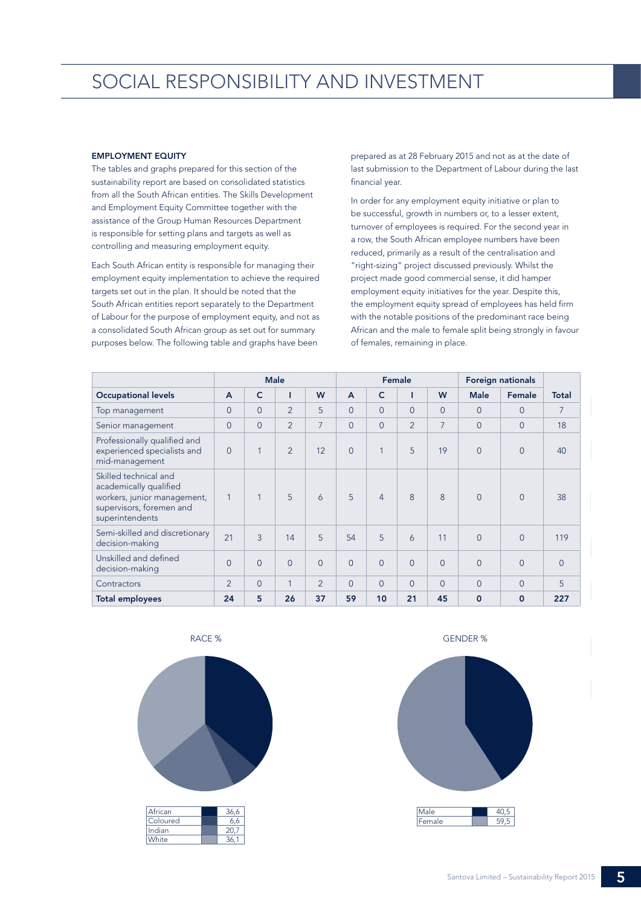# SOCIAL RESPONSIBILITY AND INVESTMENT

**EMPLOYMENT EQUITY**

The tables and graphs prepared for this section of the sustainability report are based on consolidated statistics from all the South African entities. The Skills Development and Employment Equity Committee together with the assistance of the Group Human Resources Department is responsible for setting plans and targets as well as controlling and measuring employment equity.

Each South African entity is responsible for managing their employment equity implementation to achieve the required targets set out in the plan. It should be noted that the South African entities report separately to the Department of Labour for the purpose of employment equity, and not as a consolidated South African group as set out for summary purposes below. The following table and graphs have been prepared as at 28 February 2015 and not as at the date of last submission to the Department of Labour during the last financial year.

In order for any employment equity initiative or plan to be successful, growth in numbers or, to a lesser extent, turnover of employees is required. For the second year in a row, the South African employee numbers have been reduced, primarily as a result of the centralisation and "right-sizing" project discussed previously. Whilst the project made good commercial sense, it did hamper employment equity initiatives for the year. Despite this, the employment equity spread of employees has held firm with the notable positions of the predominant race being African and the male to female split being strongly in favour of females, remaining in place.

| | Male | | | | Female | | | | Foreign nationals | | |
|---|---|---|---|---|---|---|---|---|---|---|---|
| **Occupational levels** | **A** | **C** | **I** | **W** | **A** | **C** | **I** | **W** | **Male** | **Female** | **Total** |
| Top management | 0 | 0 | 2 | 5 | 0 | 0 | 0 | 0 | 0 | 0 | 7 |
| Senior management | 0 | 0 | 2 | 7 | 0 | 0 | 2 | 7 | 0 | 0 | 18 |
| Professionally qualified and experienced specialists and mid-management | 0 | 1 | 2 | 12 | 0 | 1 | 5 | 19 | 0 | 0 | 40 |
| Skilled technical and academically qualified workers, junior management, supervisors, foremen and superintendents | 1 | 1 | 5 | 6 | 5 | 4 | 8 | 8 | 0 | 0 | 38 |
| Semi-skilled and discretionary decision-making | 21 | 3 | 14 | 5 | 54 | 5 | 6 | 11 | 0 | 0 | 119 |
| Unskilled and defined decision-making | 0 | 0 | 0 | 0 | 0 | 0 | 0 | 0 | 0 | 0 | 0 |
| Contractors | 2 | 0 | 1 | 2 | 0 | 0 | 0 | 0 | 0 | 0 | 5 |
| **Total employees** | **24** | **5** | **26** | **37** | **59** | **10** | **21** | **45** | **0** | **0** | **227** |

RACE %

| | |
|---|---|
| African | 36,6 |
| Coloured | 6,6 |
| Indian | 20,7 |
| White | 36,1 |

GENDER %

| | |
|---|---|
| Male | 40,5 |
| Female | 59,5 |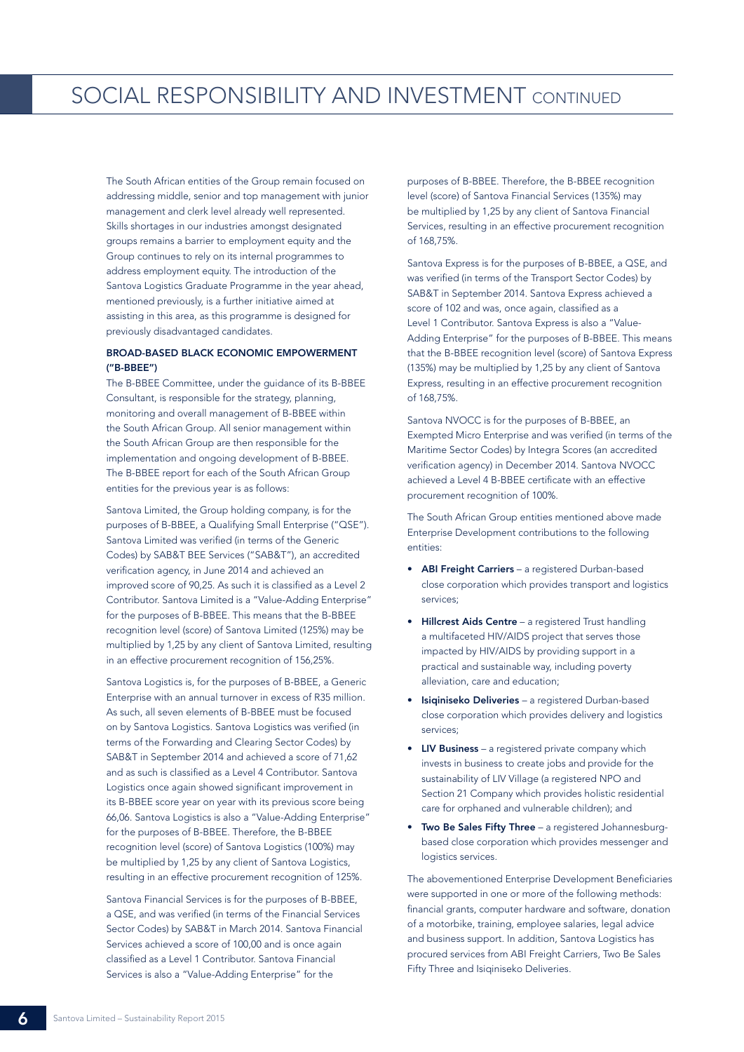# SOCIAL RESPONSIBILITY AND INVESTMENT CONTINUED

The South African entities of the Group remain focused on addressing middle, senior and top management with junior management and clerk level already well represented. Skills shortages in our industries amongst designated groups remains a barrier to employment equity and the Group continues to rely on its internal programmes to address employment equity. The introduction of the Santova Logistics Graduate Programme in the year ahead, mentioned previously, is a further initiative aimed at assisting in this area, as this programme is designed for previously disadvantaged candidates.

### BROAD-BASED BLACK ECONOMIC EMPOWERMENT ("B-BBEE")

The B-BBEE Committee, under the guidance of its B-BBEE Consultant, is responsible for the strategy, planning, monitoring and overall management of B-BBEE within the South African Group. All senior management within the South African Group are then responsible for the implementation and ongoing development of B-BBEE. The B-BBEE report for each of the South African Group entities for the previous year is as follows:

Santova Limited, the Group holding company, is for the purposes of B-BBEE, a Qualifying Small Enterprise ("QSE"). Santova Limited was verified (in terms of the Generic Codes) by SAB&T BEE Services ("SAB&T"), an accredited verification agency, in June 2014 and achieved an improved score of 90,25. As such it is classified as a Level 2 Contributor. Santova Limited is a "Value-Adding Enterprise" for the purposes of B-BBEE. This means that the B-BBEE recognition level (score) of Santova Limited (125%) may be multiplied by 1,25 by any client of Santova Limited, resulting in an effective procurement recognition of 156,25%.

Santova Logistics is, for the purposes of B-BBEE, a Generic Enterprise with an annual turnover in excess of R35 million. As such, all seven elements of B-BBEE must be focused on by Santova Logistics. Santova Logistics was verified (in terms of the Forwarding and Clearing Sector Codes) by SAB&T in September 2014 and achieved a score of 71,62 and as such is classified as a Level 4 Contributor. Santova Logistics once again showed significant improvement in its B-BBEE score year on year with its previous score being 66,06. Santova Logistics is also a "Value-Adding Enterprise" for the purposes of B-BBEE. Therefore, the B-BBEE recognition level (score) of Santova Logistics (100%) may be multiplied by 1,25 by any client of Santova Logistics, resulting in an effective procurement recognition of 125%.

Santova Financial Services is for the purposes of B-BBEE, a QSE, and was verified (in terms of the Financial Services Sector Codes) by SAB&T in March 2014. Santova Financial Services achieved a score of 100,00 and is once again classified as a Level 1 Contributor. Santova Financial Services is also a "Value-Adding Enterprise" for the purposes of B-BBEE. Therefore, the B-BBEE recognition level (score) of Santova Financial Services (135%) may be multiplied by 1,25 by any client of Santova Financial Services, resulting in an effective procurement recognition of 168,75%.

Santova Express is for the purposes of B-BBEE, a QSE, and was verified (in terms of the Transport Sector Codes) by SAB&T in September 2014. Santova Express achieved a score of 102 and was, once again, classified as a Level 1 Contributor. Santova Express is also a "Value-Adding Enterprise" for the purposes of B-BBEE. This means that the B-BBEE recognition level (score) of Santova Express (135%) may be multiplied by 1,25 by any client of Santova Express, resulting in an effective procurement recognition of 168,75%.

Santova NVOCC is for the purposes of B-BBEE, an Exempted Micro Enterprise and was verified (in terms of the Maritime Sector Codes) by Integra Scores (an accredited verification agency) in December 2014. Santova NVOCC achieved a Level 4 B-BBEE certificate with an effective procurement recognition of 100%.

The South African Group entities mentioned above made Enterprise Development contributions to the following entities:

- **ABI Freight Carriers** – a registered Durban-based close corporation which provides transport and logistics services;
- **Hillcrest Aids Centre** – a registered Trust handling a multifaceted HIV/AIDS project that serves those impacted by HIV/AIDS by providing support in a practical and sustainable way, including poverty alleviation, care and education;
- **Isiqiniseko Deliveries** – a registered Durban-based close corporation which provides delivery and logistics services;
- **LIV Business** – a registered private company which invests in business to create jobs and provide for the sustainability of LIV Village (a registered NPO and Section 21 Company which provides holistic residential care for orphaned and vulnerable children); and
- **Two Be Sales Fifty Three** – a registered Johannesburg-based close corporation which provides messenger and logistics services.

The abovementioned Enterprise Development Beneficiaries were supported in one or more of the following methods: financial grants, computer hardware and software, donation of a motorbike, training, employee salaries, legal advice and business support. In addition, Santova Logistics has procured services from ABI Freight Carriers, Two Be Sales Fifty Three and Isiqiniseko Deliveries.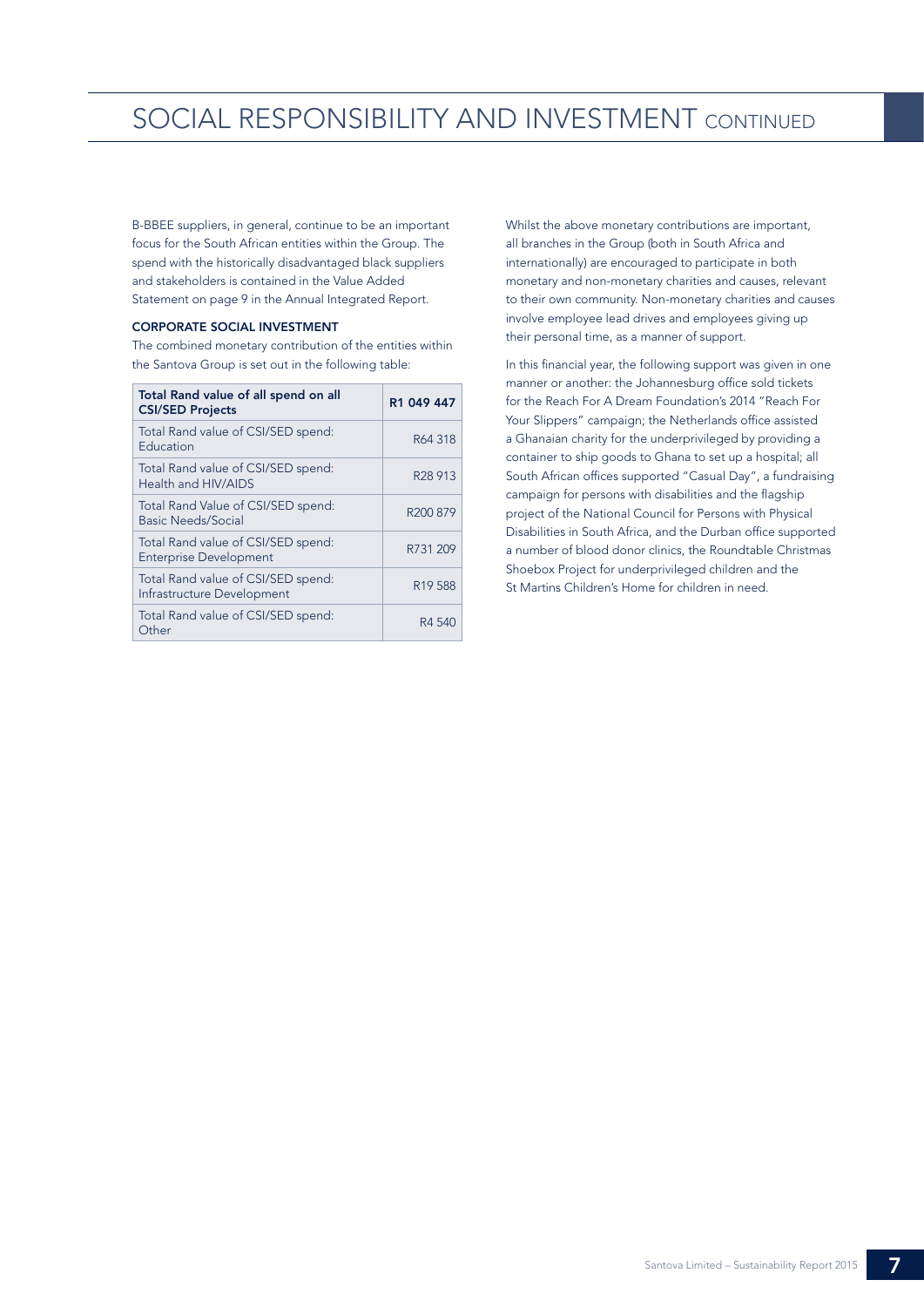# SOCIAL RESPONSIBILITY AND INVESTMENT CONTINUED

B-BBEE suppliers, in general, continue to be an important focus for the South African entities within the Group. The spend with the historically disadvantaged black suppliers and stakeholders is contained in the Value Added Statement on page 9 in the Annual Integrated Report.

### CORPORATE SOCIAL INVESTMENT

The combined monetary contribution of the entities within the Santova Group is set out in the following table:

| **Total Rand value of all spend on all CSI/SED Projects** | **R1 049 447** |
|---|---|
| Total Rand value of CSI/SED spend: Education | R64 318 |
| Total Rand value of CSI/SED spend: Health and HIV/AIDS | R28 913 |
| Total Rand Value of CSI/SED spend: Basic Needs/Social | R200 879 |
| Total Rand value of CSI/SED spend: Enterprise Development | R731 209 |
| Total Rand value of CSI/SED spend: Infrastructure Development | R19 588 |
| Total Rand value of CSI/SED spend: Other | R4 540 |

Whilst the above monetary contributions are important, all branches in the Group (both in South Africa and internationally) are encouraged to participate in both monetary and non-monetary charities and causes, relevant to their own community. Non-monetary charities and causes involve employee lead drives and employees giving up their personal time, as a manner of support.

In this financial year, the following support was given in one manner or another: the Johannesburg office sold tickets for the Reach For A Dream Foundation's 2014 "Reach For Your Slippers" campaign; the Netherlands office assisted a Ghanaian charity for the underprivileged by providing a container to ship goods to Ghana to set up a hospital; all South African offices supported "Casual Day", a fundraising campaign for persons with disabilities and the flagship project of the National Council for Persons with Physical Disabilities in South Africa, and the Durban office supported a number of blood donor clinics, the Roundtable Christmas Shoebox Project for underprivileged children and the St Martins Children's Home for children in need.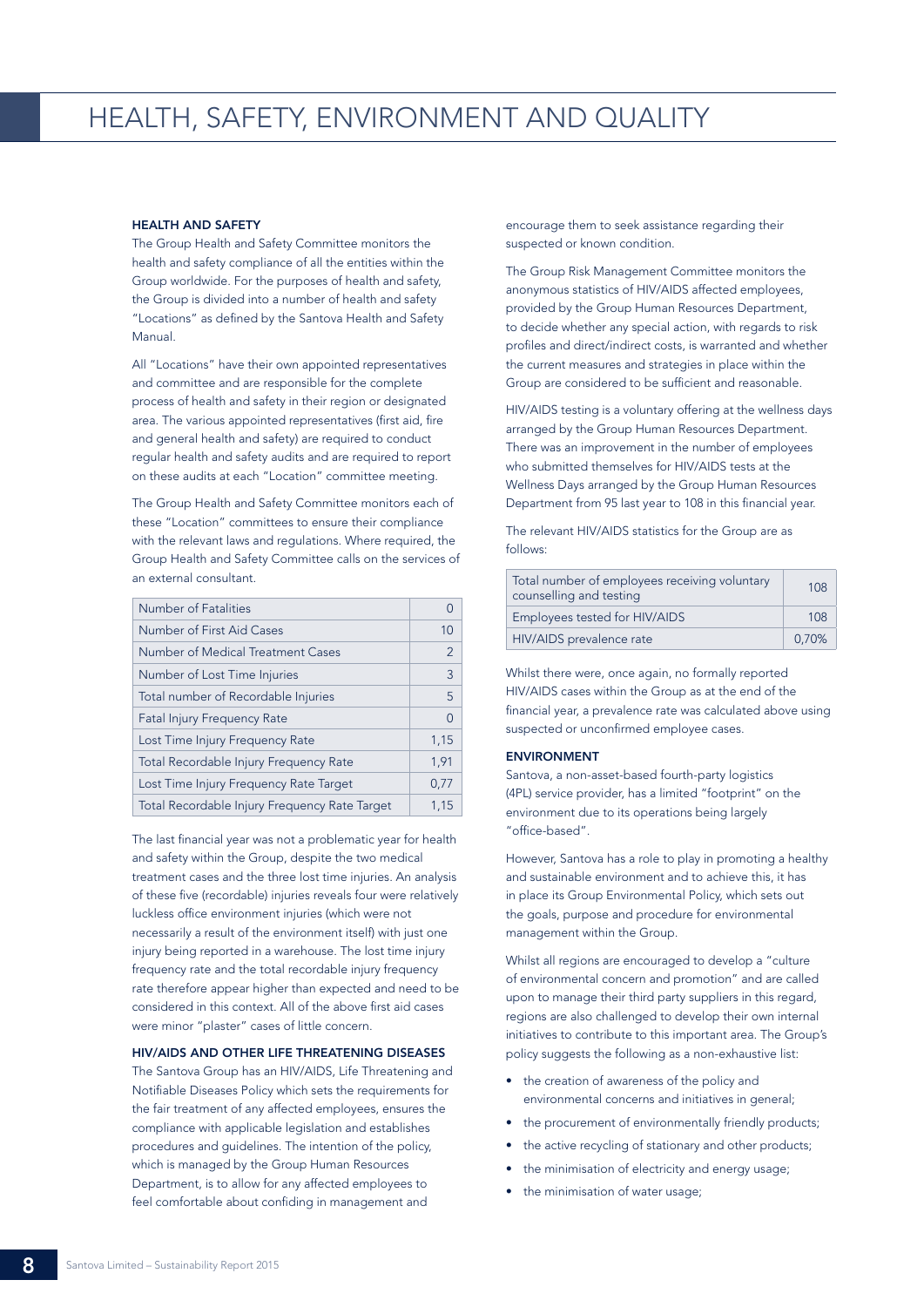# HEALTH, SAFETY, ENVIRONMENT AND QUALITY

### HEALTH AND SAFETY

The Group Health and Safety Committee monitors the health and safety compliance of all the entities within the Group worldwide. For the purposes of health and safety, the Group is divided into a number of health and safety "Locations" as defined by the Santova Health and Safety Manual.

All "Locations" have their own appointed representatives and committee and are responsible for the complete process of health and safety in their region or designated area. The various appointed representatives (first aid, fire and general health and safety) are required to conduct regular health and safety audits and are required to report on these audits at each "Location" committee meeting.

The Group Health and Safety Committee monitors each of these "Location" committees to ensure their compliance with the relevant laws and regulations. Where required, the Group Health and Safety Committee calls on the services of an external consultant.

| | |
|---|---|
| Number of Fatalities | 0 |
| Number of First Aid Cases | 10 |
| Number of Medical Treatment Cases | 2 |
| Number of Lost Time Injuries | 3 |
| Total number of Recordable Injuries | 5 |
| Fatal Injury Frequency Rate | 0 |
| Lost Time Injury Frequency Rate | 1,15 |
| Total Recordable Injury Frequency Rate | 1,91 |
| Lost Time Injury Frequency Rate Target | 0,77 |
| Total Recordable Injury Frequency Rate Target | 1,15 |

The last financial year was not a problematic year for health and safety within the Group, despite the two medical treatment cases and the three lost time injuries. An analysis of these five (recordable) injuries reveals four were relatively luckless office environment injuries (which were not necessarily a result of the environment itself) with just one injury being reported in a warehouse. The lost time injury frequency rate and the total recordable injury frequency rate therefore appear higher than expected and need to be considered in this context. All of the above first aid cases were minor "plaster" cases of little concern.

### HIV/AIDS AND OTHER LIFE THREATENING DISEASES

The Santova Group has an HIV/AIDS, Life Threatening and Notifiable Diseases Policy which sets the requirements for the fair treatment of any affected employees, ensures the compliance with applicable legislation and establishes procedures and guidelines. The intention of the policy, which is managed by the Group Human Resources Department, is to allow for any affected employees to feel comfortable about confiding in management and encourage them to seek assistance regarding their suspected or known condition.

The Group Risk Management Committee monitors the anonymous statistics of HIV/AIDS affected employees, provided by the Group Human Resources Department, to decide whether any special action, with regards to risk profiles and direct/indirect costs, is warranted and whether the current measures and strategies in place within the Group are considered to be sufficient and reasonable.

HIV/AIDS testing is a voluntary offering at the wellness days arranged by the Group Human Resources Department. There was an improvement in the number of employees who submitted themselves for HIV/AIDS tests at the Wellness Days arranged by the Group Human Resources Department from 95 last year to 108 in this financial year.

The relevant HIV/AIDS statistics for the Group are as follows:

| | |
|---|---|
| Total number of employees receiving voluntary counselling and testing | 108 |
| Employees tested for HIV/AIDS | 108 |
| HIV/AIDS prevalence rate | 0,70% |

Whilst there were, once again, no formally reported HIV/AIDS cases within the Group as at the end of the financial year, a prevalence rate was calculated above using suspected or unconfirmed employee cases.

### ENVIRONMENT

Santova, a non-asset-based fourth-party logistics (4PL) service provider, has a limited "footprint" on the environment due to its operations being largely "office-based".

However, Santova has a role to play in promoting a healthy and sustainable environment and to achieve this, it has in place its Group Environmental Policy, which sets out the goals, purpose and procedure for environmental management within the Group.

Whilst all regions are encouraged to develop a "culture of environmental concern and promotion" and are called upon to manage their third party suppliers in this regard, regions are also challenged to develop their own internal initiatives to contribute to this important area. The Group's policy suggests the following as a non-exhaustive list:

- the creation of awareness of the policy and environmental concerns and initiatives in general;
- the procurement of environmentally friendly products;
- the active recycling of stationary and other products;
- the minimisation of electricity and energy usage;
- the minimisation of water usage;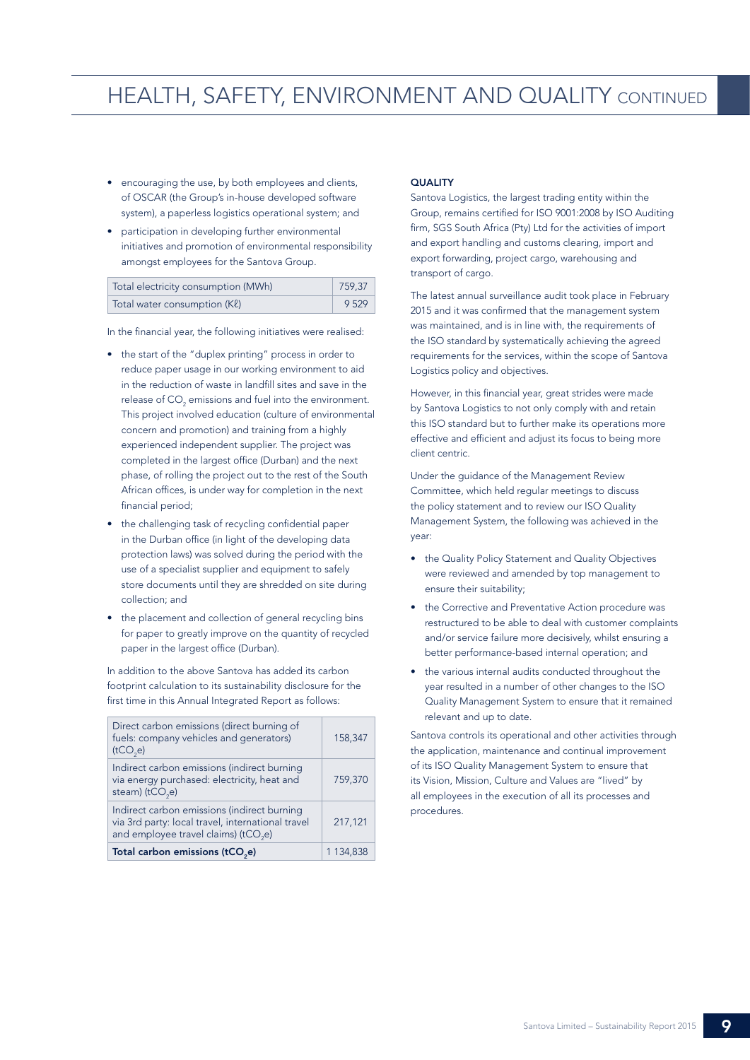# HEALTH, SAFETY, ENVIRONMENT AND QUALITY CONTINUED

- encouraging the use, by both employees and clients, of OSCAR (the Group's in-house developed software system), a paperless logistics operational system; and
- participation in developing further environmental initiatives and promotion of environmental responsibility amongst employees for the Santova Group.

| | |
|---|---|
| Total electricity consumption (MWh) | 759,37 |
| Total water consumption (Kℓ) | 9 529 |

In the financial year, the following initiatives were realised:

- the start of the "duplex printing" process in order to reduce paper usage in our working environment to aid in the reduction of waste in landfill sites and save in the release of $CO_2$ emissions and fuel into the environment. This project involved education (culture of environmental concern and promotion) and training from a highly experienced independent supplier. The project was completed in the largest office (Durban) and the next phase, of rolling the project out to the rest of the South African offices, is under way for completion in the next financial period;
- the challenging task of recycling confidential paper in the Durban office (in light of the developing data protection laws) was solved during the period with the use of a specialist supplier and equipment to safely store documents until they are shredded on site during collection; and
- the placement and collection of general recycling bins for paper to greatly improve on the quantity of recycled paper in the largest office (Durban).

In addition to the above Santova has added its carbon footprint calculation to its sustainability disclosure for the first time in this Annual Integrated Report as follows:

| | |
|---|---|
| Direct carbon emissions (direct burning of fuels: company vehicles and generators) ($tCO_2e$) | 158,347 |
| Indirect carbon emissions (indirect burning via energy purchased: electricity, heat and steam) ($tCO_2e$) | 759,370 |
| Indirect carbon emissions (indirect burning via 3rd party: local travel, international travel and employee travel claims) ($tCO_2e$) | 217,121 |
| **Total carbon emissions ($tCO_2e$)** | 1 134,838 |

**QUALITY**

Santova Logistics, the largest trading entity within the Group, remains certified for ISO 9001:2008 by ISO Auditing firm, SGS South Africa (Pty) Ltd for the activities of import and export handling and customs clearing, import and export forwarding, project cargo, warehousing and transport of cargo.

The latest annual surveillance audit took place in February 2015 and it was confirmed that the management system was maintained, and is in line with, the requirements of the ISO standard by systematically achieving the agreed requirements for the services, within the scope of Santova Logistics policy and objectives.

However, in this financial year, great strides were made by Santova Logistics to not only comply with and retain this ISO standard but to further make its operations more effective and efficient and adjust its focus to being more client centric.

Under the guidance of the Management Review Committee, which held regular meetings to discuss the policy statement and to review our ISO Quality Management System, the following was achieved in the year:

- the Quality Policy Statement and Quality Objectives were reviewed and amended by top management to ensure their suitability;
- the Corrective and Preventative Action procedure was restructured to be able to deal with customer complaints and/or service failure more decisively, whilst ensuring a better performance-based internal operation; and
- the various internal audits conducted throughout the year resulted in a number of other changes to the ISO Quality Management System to ensure that it remained relevant and up to date.

Santova controls its operational and other activities through the application, maintenance and continual improvement of its ISO Quality Management System to ensure that its Vision, Mission, Culture and Values are "lived" by all employees in the execution of all its processes and procedures.